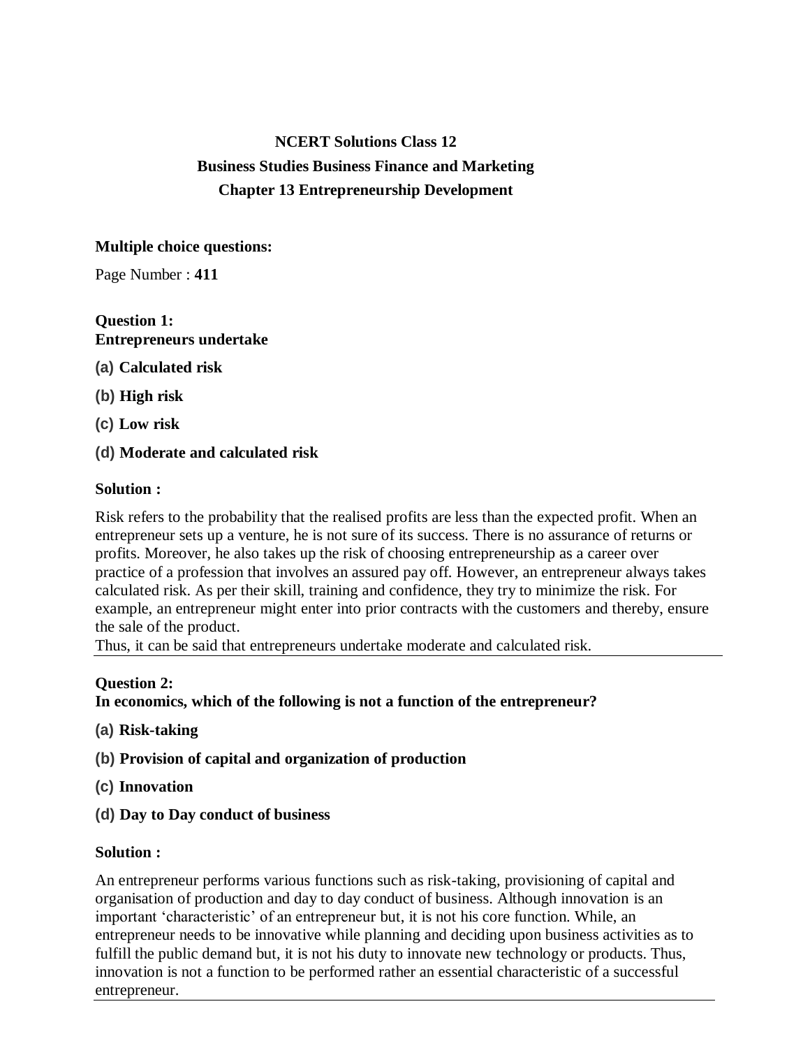**NCERT Solutions Class 12**
**Business Studies Business Finance and Marketing**
**Chapter 13 Entrepreneurship Development**

**Multiple choice questions:**

Page Number : **411**

**Question 1:**
**Entrepreneurs undertake**

(a) **Calculated risk**

(b) **High risk**

(c) **Low risk**

(d) **Moderate and calculated risk**

**Solution :**

Risk refers to the probability that the realised profits are less than the expected profit. When an entrepreneur sets up a venture, he is not sure of its success. There is no assurance of returns or profits. Moreover, he also takes up the risk of choosing entrepreneurship as a career over practice of a profession that involves an assured pay off. However, an entrepreneur always takes calculated risk. As per their skill, training and confidence, they try to minimize the risk. For example, an entrepreneur might enter into prior contracts with the customers and thereby, ensure the sale of the product.
Thus, it can be said that entrepreneurs undertake moderate and calculated risk.

---

**Question 2:**
**In economics, which of the following is not a function of the entrepreneur?**

(a) **Risk-taking**

(b) **Provision of capital and organization of production**

(c) **Innovation**

(d) **Day to Day conduct of business**

**Solution :**

An entrepreneur performs various functions such as risk-taking, provisioning of capital and organisation of production and day to day conduct of business. Although innovation is an important 'characteristic' of an entrepreneur but, it is not his core function. While, an entrepreneur needs to be innovative while planning and deciding upon business activities as to fulfill the public demand but, it is not his duty to innovate new technology or products. Thus, innovation is not a function to be performed rather an essential characteristic of a successful entrepreneur.

---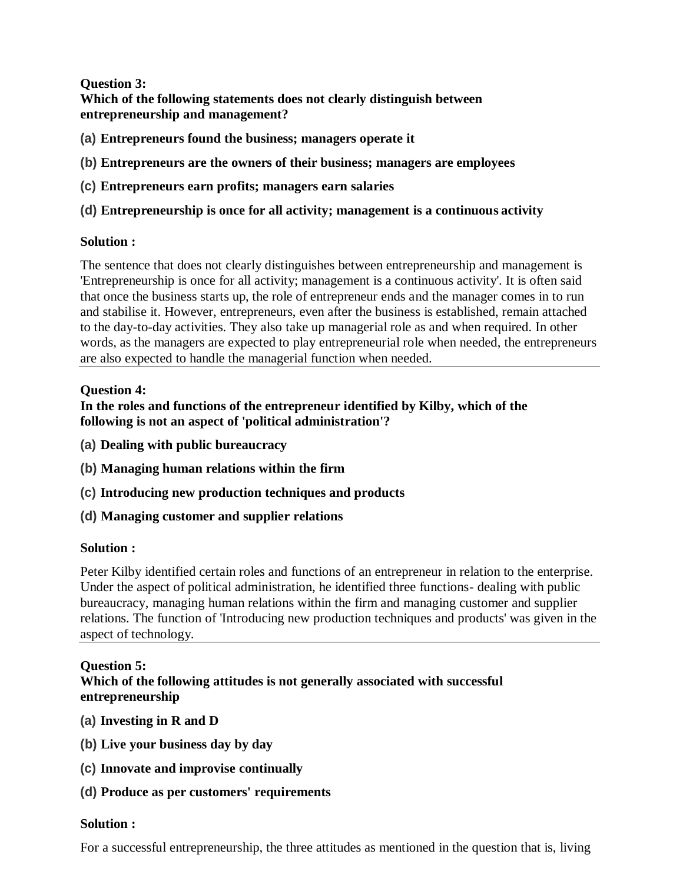**Question 3:**
**Which of the following statements does not clearly distinguish between entrepreneurship and management?**

**(a) Entrepreneurs found the business; managers operate it**

**(b) Entrepreneurs are the owners of their business; managers are employees**

**(c) Entrepreneurs earn profits; managers earn salaries**

**(d) Entrepreneurship is once for all activity; management is a continuous activity**

**Solution :**

The sentence that does not clearly distinguishes between entrepreneurship and management is 'Entrepreneurship is once for all activity; management is a continuous activity'. It is often said that once the business starts up, the role of entrepreneur ends and the manager comes in to run and stabilise it. However, entrepreneurs, even after the business is established, remain attached to the day-to-day activities. They also take up managerial role as and when required. In other words, as the managers are expected to play entrepreneurial role when needed, the entrepreneurs are also expected to handle the managerial function when needed.

---

**Question 4:**
**In the roles and functions of the entrepreneur identified by Kilby, which of the following is not an aspect of 'political administration'?**

**(a) Dealing with public bureaucracy**

**(b) Managing human relations within the firm**

**(c) Introducing new production techniques and products**

**(d) Managing customer and supplier relations**

**Solution :**

Peter Kilby identified certain roles and functions of an entrepreneur in relation to the enterprise. Under the aspect of political administration, he identified three functions- dealing with public bureaucracy, managing human relations within the firm and managing customer and supplier relations. The function of 'Introducing new production techniques and products' was given in the aspect of technology.

---

**Question 5:**
**Which of the following attitudes is not generally associated with successful entrepreneurship**

**(a) Investing in R and D**

**(b) Live your business day by day**

**(c) Innovate and improvise continually**

**(d) Produce as per customers' requirements**

**Solution :**

For a successful entrepreneurship, the three attitudes as mentioned in the question that is, living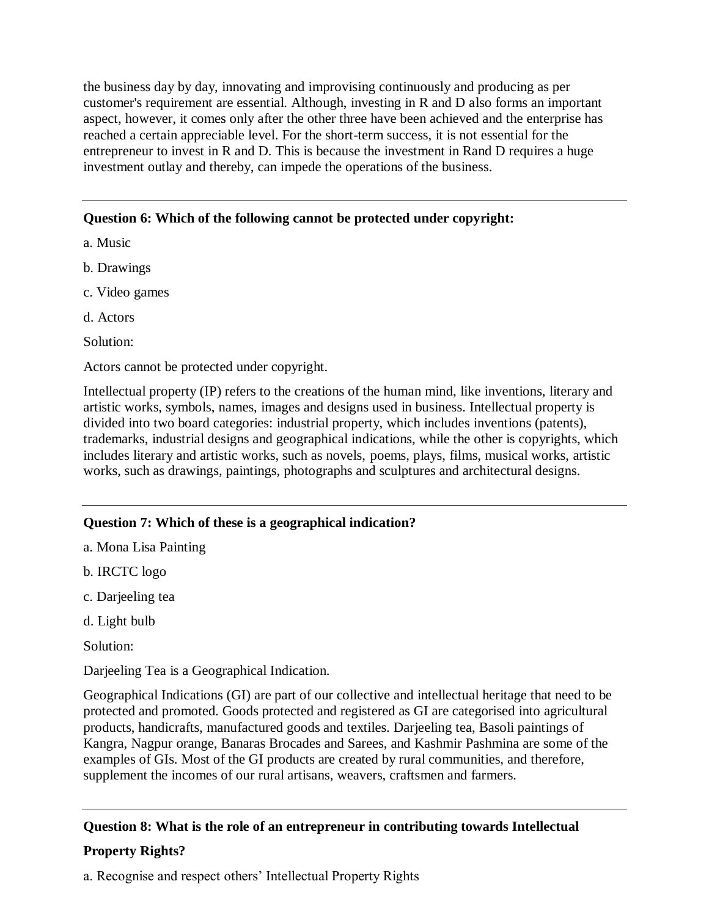the business day by day, innovating and improvising continuously and producing as per customer's requirement are essential. Although, investing in R and D also forms an important aspect, however, it comes only after the other three have been achieved and the enterprise has reached a certain appreciable level. For the short-term success, it is not essential for the entrepreneur to invest in R and D. This is because the investment in Rand D requires a huge investment outlay and thereby, can impede the operations of the business.

---

**Question 6: Which of the following cannot be protected under copyright:**

a. Music

b. Drawings

c. Video games

d. Actors

Solution:

Actors cannot be protected under copyright.

Intellectual property (IP) refers to the creations of the human mind, like inventions, literary and artistic works, symbols, names, images and designs used in business. Intellectual property is divided into two board categories: industrial property, which includes inventions (patents), trademarks, industrial designs and geographical indications, while the other is copyrights, which includes literary and artistic works, such as novels, poems, plays, films, musical works, artistic works, such as drawings, paintings, photographs and sculptures and architectural designs.

---

**Question 7: Which of these is a geographical indication?**

a. Mona Lisa Painting

b. IRCTC logo

c. Darjeeling tea

d. Light bulb

Solution:

Darjeeling Tea is a Geographical Indication.

Geographical Indications (GI) are part of our collective and intellectual heritage that need to be protected and promoted. Goods protected and registered as GI are categorised into agricultural products, handicrafts, manufactured goods and textiles. Darjeeling tea, Basoli paintings of Kangra, Nagpur orange, Banaras Brocades and Sarees, and Kashmir Pashmina are some of the examples of GIs. Most of the GI products are created by rural communities, and therefore, supplement the incomes of our rural artisans, weavers, craftsmen and farmers.

---

**Question 8: What is the role of an entrepreneur in contributing towards Intellectual Property Rights?**

a. Recognise and respect others' Intellectual Property Rights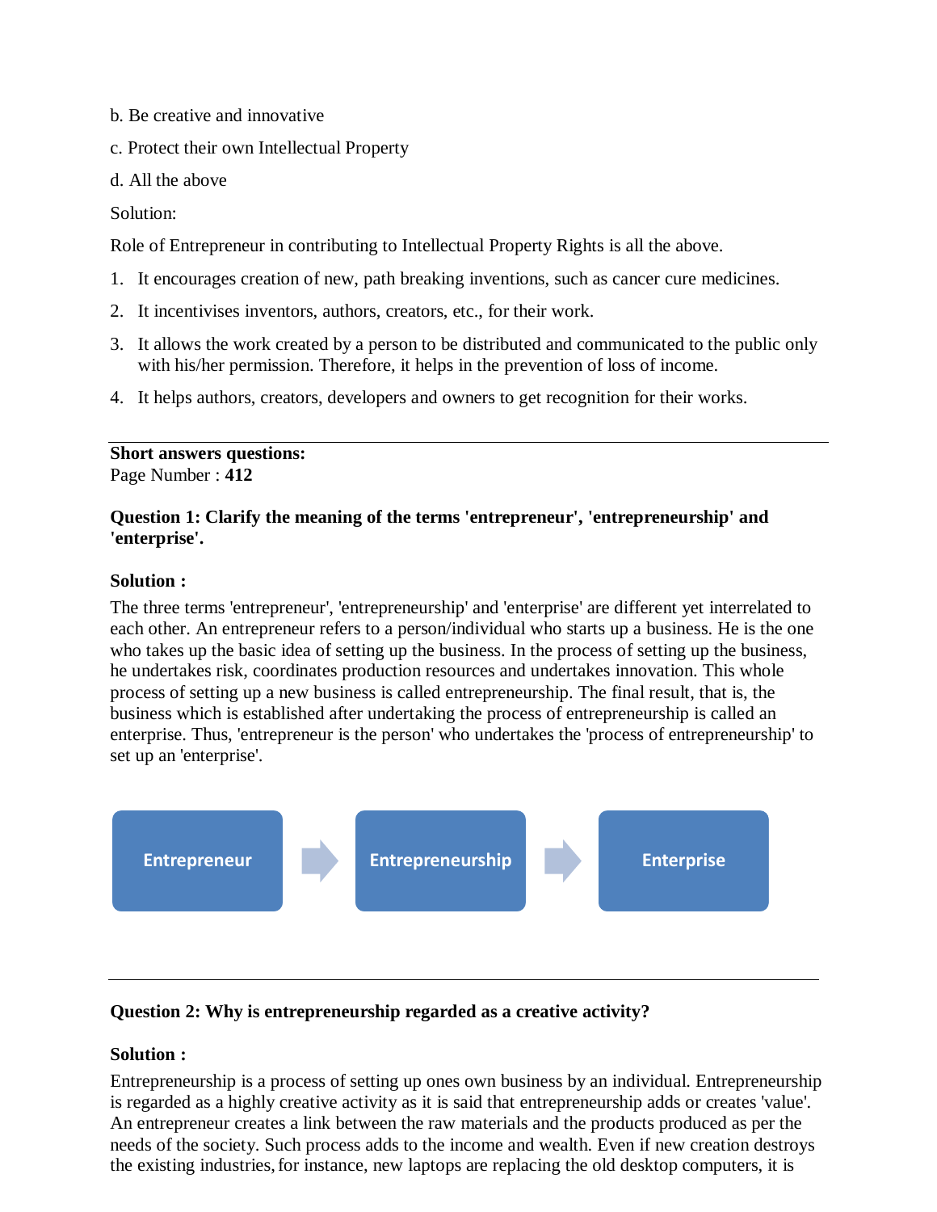b. Be creative and innovative

c. Protect their own Intellectual Property

d. All the above

Solution:

Role of Entrepreneur in contributing to Intellectual Property Rights is all the above.

1. It encourages creation of new, path breaking inventions, such as cancer cure medicines.
2. It incentivises inventors, authors, creators, etc., for their work.
3. It allows the work created by a person to be distributed and communicated to the public only with his/her permission. Therefore, it helps in the prevention of loss of income.
4. It helps authors, creators, developers and owners to get recognition for their works.

---

**Short answers questions:**
Page Number : **412**

**Question 1: Clarify the meaning of the terms 'entrepreneur', 'entrepreneurship' and 'enterprise'.**

**Solution :**

The three terms 'entrepreneur', 'entrepreneurship' and 'enterprise' are different yet interrelated to each other. An entrepreneur refers to a person/individual who starts up a business. He is the one who takes up the basic idea of setting up the business. In the process of setting up the business, he undertakes risk, coordinates production resources and undertakes innovation. This whole process of setting up a new business is called entrepreneurship. The final result, that is, the business which is established after undertaking the process of entrepreneurship is called an enterprise. Thus, 'entrepreneur is the person' who undertakes the 'process of entrepreneurship' to set up an 'enterprise'.

Entrepreneur → Entrepreneurship → Enterprise

---

**Question 2: Why is entrepreneurship regarded as a creative activity?**

**Solution :**

Entrepreneurship is a process of setting up ones own business by an individual. Entrepreneurship is regarded as a highly creative activity as it is said that entrepreneurship adds or creates 'value'. An entrepreneur creates a link between the raw materials and the products produced as per the needs of the society. Such process adds to the income and wealth. Even if new creation destroys the existing industries, for instance, new laptops are replacing the old desktop computers, it is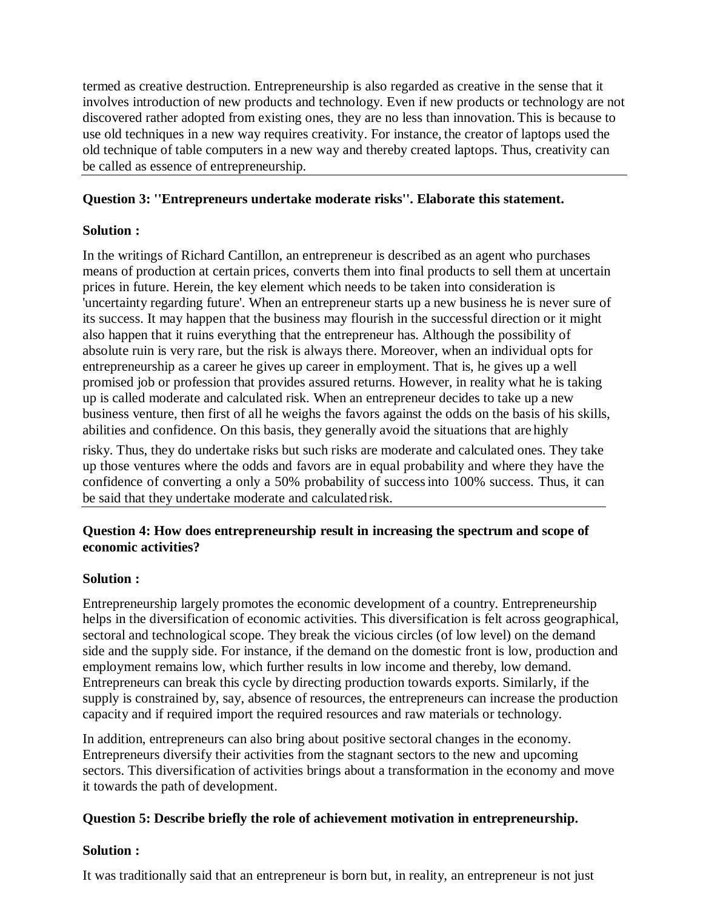termed as creative destruction. Entrepreneurship is also regarded as creative in the sense that it involves introduction of new products and technology. Even if new products or technology are not discovered rather adopted from existing ones, they are no less than innovation. This is because to use old techniques in a new way requires creativity. For instance, the creator of laptops used the old technique of table computers in a new way and thereby created laptops. Thus, creativity can be called as essence of entrepreneurship.

---

**Question 3: ''Entrepreneurs undertake moderate risks''. Elaborate this statement.**

**Solution :**

In the writings of Richard Cantillon, an entrepreneur is described as an agent who purchases means of production at certain prices, converts them into final products to sell them at uncertain prices in future. Herein, the key element which needs to be taken into consideration is 'uncertainty regarding future'. When an entrepreneur starts up a new business he is never sure of its success. It may happen that the business may flourish in the successful direction or it might also happen that it ruins everything that the entrepreneur has. Although the possibility of absolute ruin is very rare, but the risk is always there. Moreover, when an individual opts for entrepreneurship as a career he gives up career in employment. That is, he gives up a well promised job or profession that provides assured returns. However, in reality what he is taking up is called moderate and calculated risk. When an entrepreneur decides to take up a new business venture, then first of all he weighs the favors against the odds on the basis of his skills, abilities and confidence. On this basis, they generally avoid the situations that are highly risky. Thus, they do undertake risks but such risks are moderate and calculated ones. They take up those ventures where the odds and favors are in equal probability and where they have the confidence of converting a only a 50% probability of success into 100% success. Thus, it can be said that they undertake moderate and calculated risk.

---

**Question 4: How does entrepreneurship result in increasing the spectrum and scope of economic activities?**

**Solution :**

Entrepreneurship largely promotes the economic development of a country. Entrepreneurship helps in the diversification of economic activities. This diversification is felt across geographical, sectoral and technological scope. They break the vicious circles (of low level) on the demand side and the supply side. For instance, if the demand on the domestic front is low, production and employment remains low, which further results in low income and thereby, low demand. Entrepreneurs can break this cycle by directing production towards exports. Similarly, if the supply is constrained by, say, absence of resources, the entrepreneurs can increase the production capacity and if required import the required resources and raw materials or technology.

In addition, entrepreneurs can also bring about positive sectoral changes in the economy. Entrepreneurs diversify their activities from the stagnant sectors to the new and upcoming sectors. This diversification of activities brings about a transformation in the economy and move it towards the path of development.

**Question 5: Describe briefly the role of achievement motivation in entrepreneurship.**

**Solution :**

It was traditionally said that an entrepreneur is born but, in reality, an entrepreneur is not just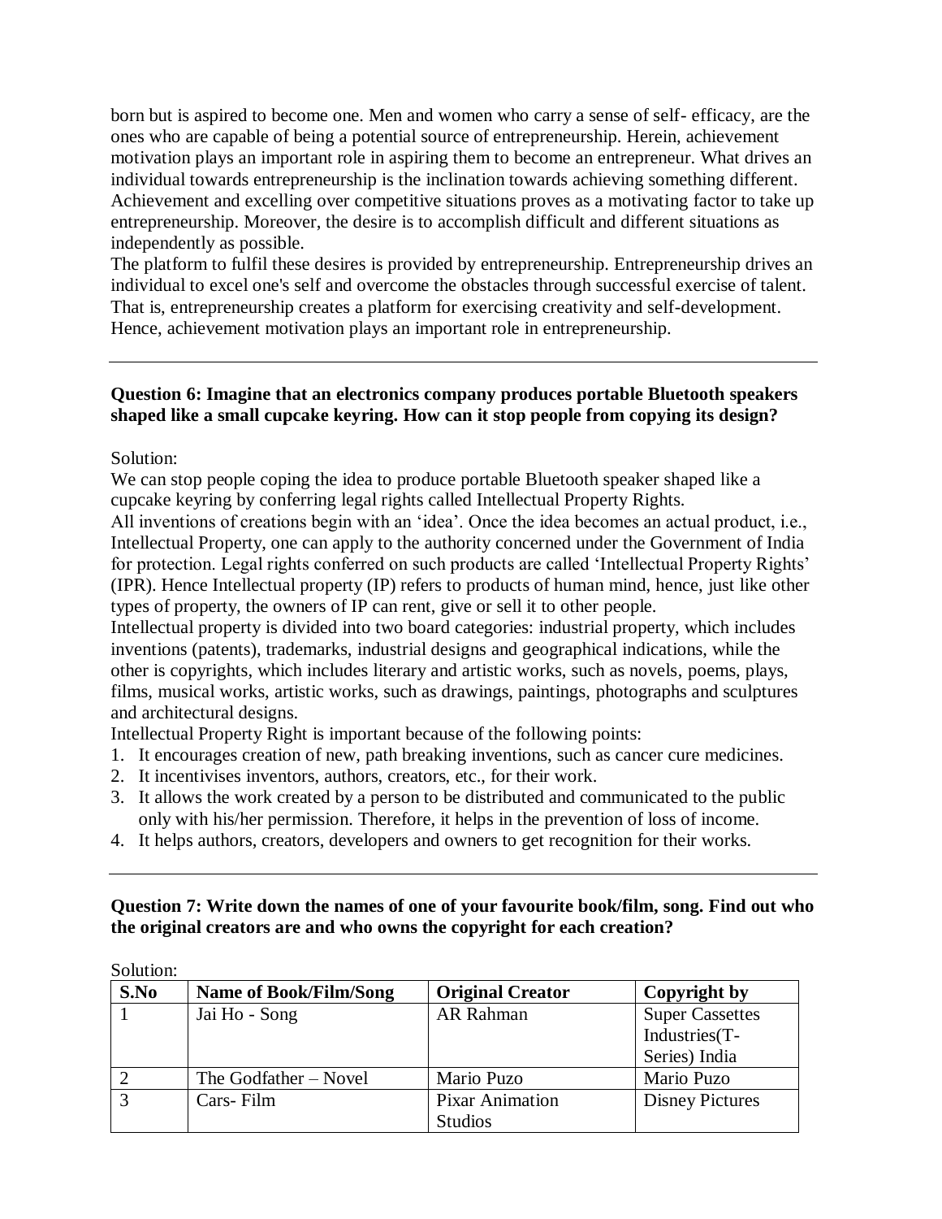born but is aspired to become one. Men and women who carry a sense of self- efficacy, are the ones who are capable of being a potential source of entrepreneurship. Herein, achievement motivation plays an important role in aspiring them to become an entrepreneur. What drives an individual towards entrepreneurship is the inclination towards achieving something different. Achievement and excelling over competitive situations proves as a motivating factor to take up entrepreneurship. Moreover, the desire is to accomplish difficult and different situations as independently as possible.

The platform to fulfil these desires is provided by entrepreneurship. Entrepreneurship drives an individual to excel one's self and overcome the obstacles through successful exercise of talent. That is, entrepreneurship creates a platform for exercising creativity and self-development. Hence, achievement motivation plays an important role in entrepreneurship.

---

**Question 6: Imagine that an electronics company produces portable Bluetooth speakers shaped like a small cupcake keyring. How can it stop people from copying its design?**

Solution:

We can stop people coping the idea to produce portable Bluetooth speaker shaped like a cupcake keyring by conferring legal rights called Intellectual Property Rights.

All inventions of creations begin with an 'idea'. Once the idea becomes an actual product, i.e., Intellectual Property, one can apply to the authority concerned under the Government of India for protection. Legal rights conferred on such products are called 'Intellectual Property Rights' (IPR). Hence Intellectual property (IP) refers to products of human mind, hence, just like other types of property, the owners of IP can rent, give or sell it to other people.

Intellectual property is divided into two board categories: industrial property, which includes inventions (patents), trademarks, industrial designs and geographical indications, while the other is copyrights, which includes literary and artistic works, such as novels, poems, plays, films, musical works, artistic works, such as drawings, paintings, photographs and sculptures and architectural designs.

Intellectual Property Right is important because of the following points:

1. It encourages creation of new, path breaking inventions, such as cancer cure medicines.
2. It incentivises inventors, authors, creators, etc., for their work.
3. It allows the work created by a person to be distributed and communicated to the public only with his/her permission. Therefore, it helps in the prevention of loss of income.
4. It helps authors, creators, developers and owners to get recognition for their works.

---

**Question 7: Write down the names of one of your favourite book/film, song. Find out who the original creators are and who owns the copyright for each creation?**

Solution:

| S.No | Name of Book/Film/Song | Original Creator | Copyright by |
|---|---|---|---|
| 1 | Jai Ho - Song | AR Rahman | Super Cassettes Industries(T-Series) India |
| 2 | The Godfather – Novel | Mario Puzo | Mario Puzo |
| 3 | Cars- Film | Pixar Animation Studios | Disney Pictures |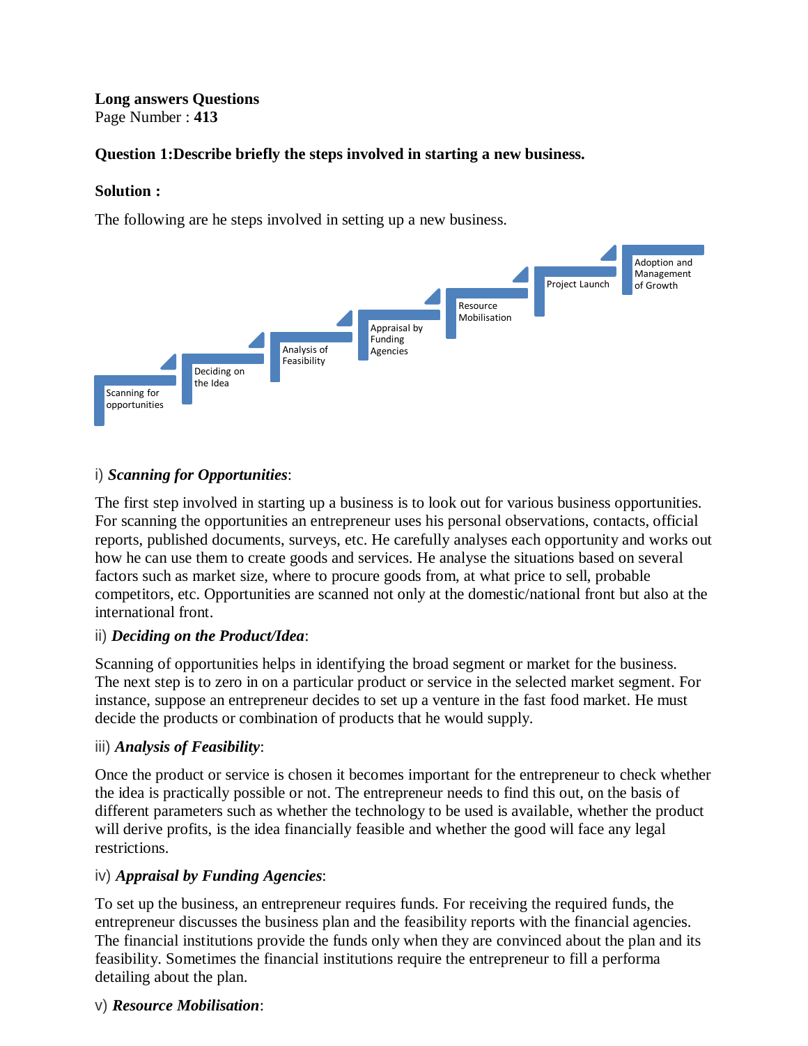**Long answers Questions**
Page Number : **413**

**Question 1:Describe briefly the steps involved in starting a new business.**

**Solution :**

The following are he steps involved in setting up a new business.

Scanning for opportunities

Deciding on the Idea

Analysis of Feasibility

Appraisal by Funding Agencies

Resource Mobilisation

Project Launch

Adoption and Management of Growth

i) ***Scanning for Opportunities***:

The first step involved in starting up a business is to look out for various business opportunities. For scanning the opportunities an entrepreneur uses his personal observations, contacts, official reports, published documents, surveys, etc. He carefully analyses each opportunity and works out how he can use them to create goods and services. He analyse the situations based on several factors such as market size, where to procure goods from, at what price to sell, probable competitors, etc. Opportunities are scanned not only at the domestic/national front but also at the international front.

ii) ***Deciding on the Product/Idea***:

Scanning of opportunities helps in identifying the broad segment or market for the business. The next step is to zero in on a particular product or service in the selected market segment. For instance, suppose an entrepreneur decides to set up a venture in the fast food market. He must decide the products or combination of products that he would supply.

iii) ***Analysis of Feasibility***:

Once the product or service is chosen it becomes important for the entrepreneur to check whether the idea is practically possible or not. The entrepreneur needs to find this out, on the basis of different parameters such as whether the technology to be used is available, whether the product will derive profits, is the idea financially feasible and whether the good will face any legal restrictions.

iv) ***Appraisal by Funding Agencies***:

To set up the business, an entrepreneur requires funds. For receiving the required funds, the entrepreneur discusses the business plan and the feasibility reports with the financial agencies. The financial institutions provide the funds only when they are convinced about the plan and its feasibility. Sometimes the financial institutions require the entrepreneur to fill a performa detailing about the plan.

v) ***Resource Mobilisation***: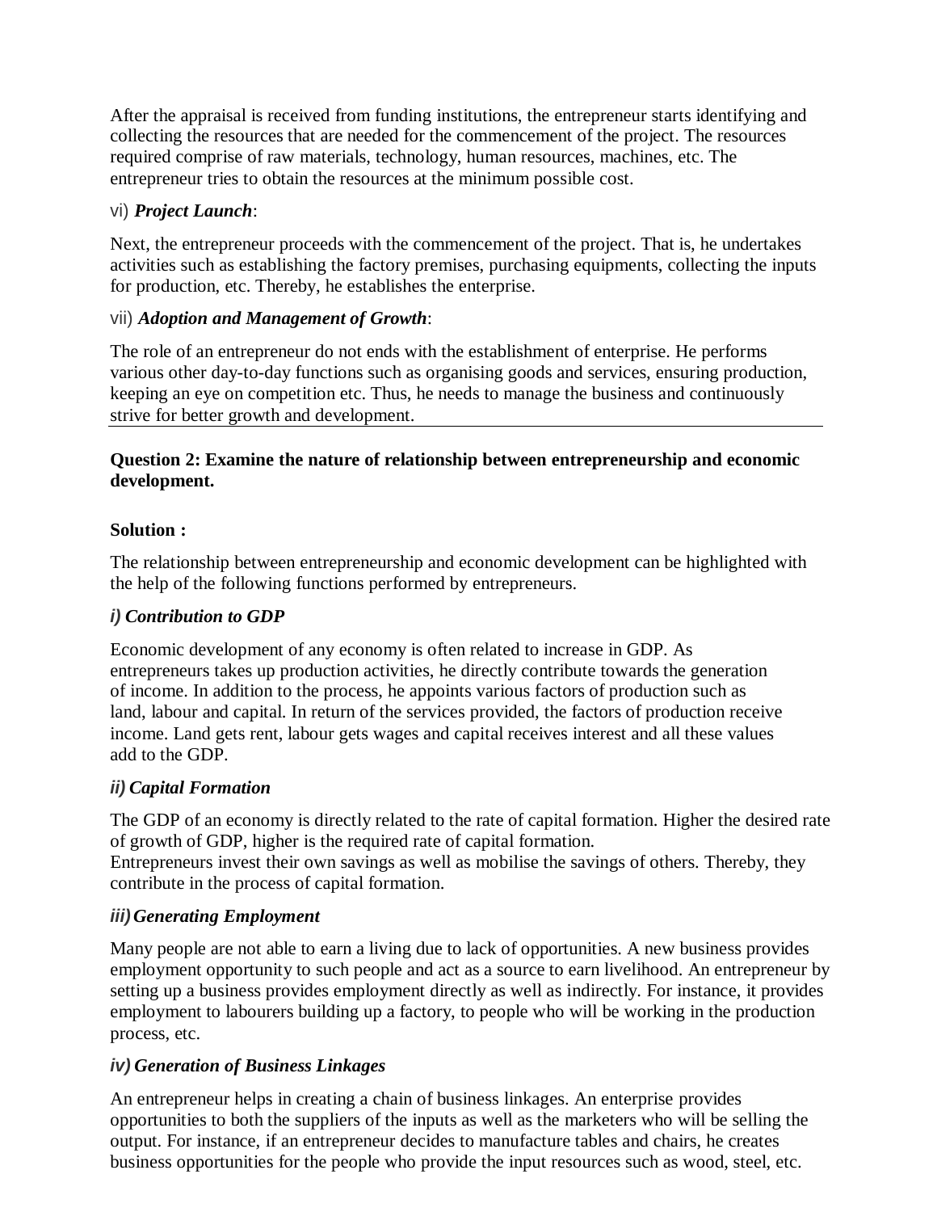After the appraisal is received from funding institutions, the entrepreneur starts identifying and collecting the resources that are needed for the commencement of the project. The resources required comprise of raw materials, technology, human resources, machines, etc. The entrepreneur tries to obtain the resources at the minimum possible cost.

vi) ***Project Launch***:

Next, the entrepreneur proceeds with the commencement of the project. That is, he undertakes activities such as establishing the factory premises, purchasing equipments, collecting the inputs for production, etc. Thereby, he establishes the enterprise.

vii) ***Adoption and Management of Growth***:

The role of an entrepreneur do not ends with the establishment of enterprise. He performs various other day-to-day functions such as organising goods and services, ensuring production, keeping an eye on competition etc. Thus, he needs to manage the business and continuously strive for better growth and development.

---

**Question 2: Examine the nature of relationship between entrepreneurship and economic development.**

**Solution :**

The relationship between entrepreneurship and economic development can be highlighted with the help of the following functions performed by entrepreneurs.

***i) Contribution to GDP***

Economic development of any economy is often related to increase in GDP. As entrepreneurs takes up production activities, he directly contribute towards the generation of income. In addition to the process, he appoints various factors of production such as land, labour and capital. In return of the services provided, the factors of production receive income. Land gets rent, labour gets wages and capital receives interest and all these values add to the GDP.

***ii) Capital Formation***

The GDP of an economy is directly related to the rate of capital formation. Higher the desired rate of growth of GDP, higher is the required rate of capital formation.
Entrepreneurs invest their own savings as well as mobilise the savings of others. Thereby, they contribute in the process of capital formation.

***iii) Generating Employment***

Many people are not able to earn a living due to lack of opportunities. A new business provides employment opportunity to such people and act as a source to earn livelihood. An entrepreneur by setting up a business provides employment directly as well as indirectly. For instance, it provides employment to labourers building up a factory, to people who will be working in the production process, etc.

***iv) Generation of Business Linkages***

An entrepreneur helps in creating a chain of business linkages. An enterprise provides opportunities to both the suppliers of the inputs as well as the marketers who will be selling the output. For instance, if an entrepreneur decides to manufacture tables and chairs, he creates business opportunities for the people who provide the input resources such as wood, steel, etc.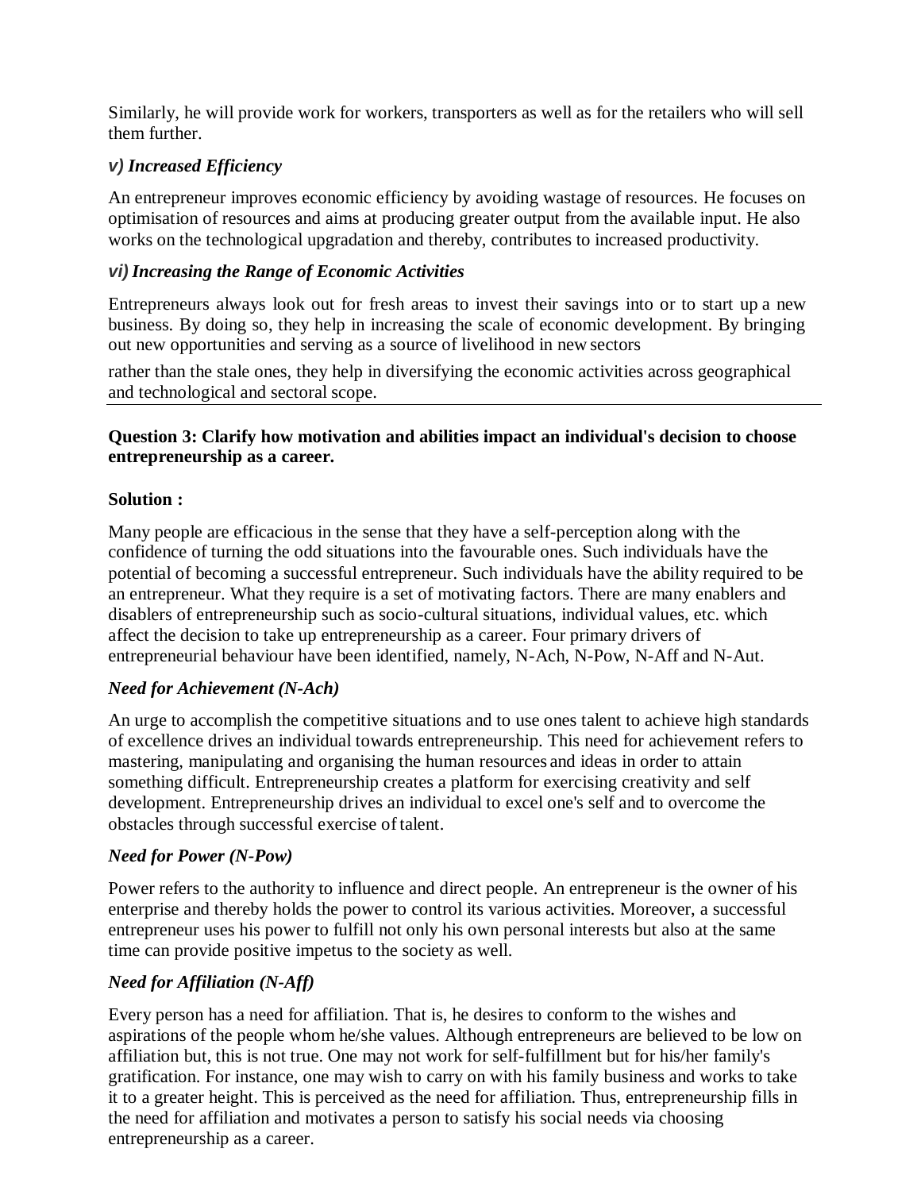Similarly, he will provide work for workers, transporters as well as for the retailers who will sell them further.

### *v) Increased Efficiency*

An entrepreneur improves economic efficiency by avoiding wastage of resources. He focuses on optimisation of resources and aims at producing greater output from the available input. He also works on the technological upgradation and thereby, contributes to increased productivity.

### *vi) Increasing the Range of Economic Activities*

Entrepreneurs always look out for fresh areas to invest their savings into or to start up a new business. By doing so, they help in increasing the scale of economic development. By bringing out new opportunities and serving as a source of livelihood in new sectors

rather than the stale ones, they help in diversifying the economic activities across geographical and technological and sectoral scope.

---

**Question 3: Clarify how motivation and abilities impact an individual's decision to choose entrepreneurship as a career.**

**Solution :**

Many people are efficacious in the sense that they have a self-perception along with the confidence of turning the odd situations into the favourable ones. Such individuals have the potential of becoming a successful entrepreneur. Such individuals have the ability required to be an entrepreneur. What they require is a set of motivating factors. There are many enablers and disablers of entrepreneurship such as socio-cultural situations, individual values, etc. which affect the decision to take up entrepreneurship as a career. Four primary drivers of entrepreneurial behaviour have been identified, namely, N-Ach, N-Pow, N-Aff and N-Aut.

### *Need for Achievement (N-Ach)*

An urge to accomplish the competitive situations and to use ones talent to achieve high standards of excellence drives an individual towards entrepreneurship. This need for achievement refers to mastering, manipulating and organising the human resources and ideas in order to attain something difficult. Entrepreneurship creates a platform for exercising creativity and self development. Entrepreneurship drives an individual to excel one's self and to overcome the obstacles through successful exercise of talent.

### *Need for Power (N-Pow)*

Power refers to the authority to influence and direct people. An entrepreneur is the owner of his enterprise and thereby holds the power to control its various activities. Moreover, a successful entrepreneur uses his power to fulfill not only his own personal interests but also at the same time can provide positive impetus to the society as well.

### *Need for Affiliation (N-Aff)*

Every person has a need for affiliation. That is, he desires to conform to the wishes and aspirations of the people whom he/she values. Although entrepreneurs are believed to be low on affiliation but, this is not true. One may not work for self-fulfillment but for his/her family's gratification. For instance, one may wish to carry on with his family business and works to take it to a greater height. This is perceived as the need for affiliation. Thus, entrepreneurship fills in the need for affiliation and motivates a person to satisfy his social needs via choosing entrepreneurship as a career.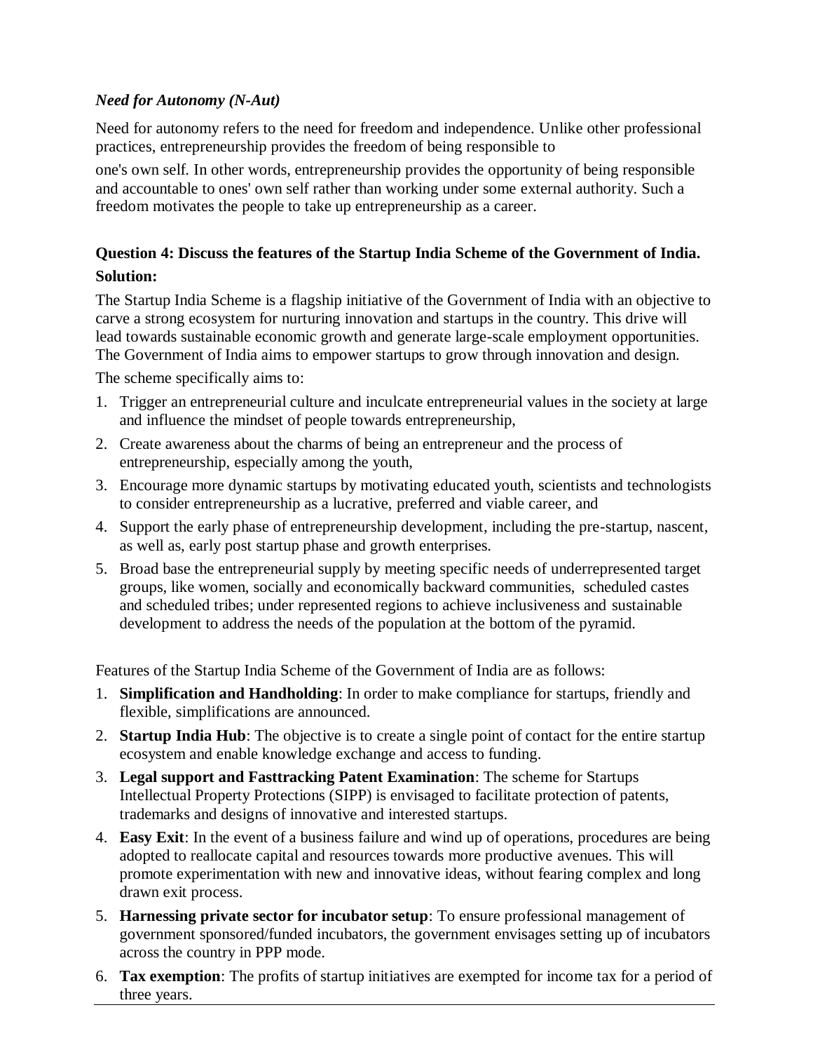*Need for Autonomy (N-Aut)*

Need for autonomy refers to the need for freedom and independence. Unlike other professional practices, entrepreneurship provides the freedom of being responsible to

one's own self. In other words, entrepreneurship provides the opportunity of being responsible and accountable to ones' own self rather than working under some external authority. Such a freedom motivates the people to take up entrepreneurship as a career.

**Question 4: Discuss the features of the Startup India Scheme of the Government of India.**

**Solution:**

The Startup India Scheme is a flagship initiative of the Government of India with an objective to carve a strong ecosystem for nurturing innovation and startups in the country. This drive will lead towards sustainable economic growth and generate large-scale employment opportunities. The Government of India aims to empower startups to grow through innovation and design.

The scheme specifically aims to:

1. Trigger an entrepreneurial culture and inculcate entrepreneurial values in the society at large and influence the mindset of people towards entrepreneurship,
2. Create awareness about the charms of being an entrepreneur and the process of entrepreneurship, especially among the youth,
3. Encourage more dynamic startups by motivating educated youth, scientists and technologists to consider entrepreneurship as a lucrative, preferred and viable career, and
4. Support the early phase of entrepreneurship development, including the pre-startup, nascent, as well as, early post startup phase and growth enterprises.
5. Broad base the entrepreneurial supply by meeting specific needs of underrepresented target groups, like women, socially and economically backward communities, scheduled castes and scheduled tribes; under represented regions to achieve inclusiveness and sustainable development to address the needs of the population at the bottom of the pyramid.

Features of the Startup India Scheme of the Government of India are as follows:

1. **Simplification and Handholding**: In order to make compliance for startups, friendly and flexible, simplifications are announced.
2. **Startup India Hub**: The objective is to create a single point of contact for the entire startup ecosystem and enable knowledge exchange and access to funding.
3. **Legal support and Fasttracking Patent Examination**: The scheme for Startups Intellectual Property Protections (SIPP) is envisaged to facilitate protection of patents, trademarks and designs of innovative and interested startups.
4. **Easy Exit**: In the event of a business failure and wind up of operations, procedures are being adopted to reallocate capital and resources towards more productive avenues. This will promote experimentation with new and innovative ideas, without fearing complex and long drawn exit process.
5. **Harnessing private sector for incubator setup**: To ensure professional management of government sponsored/funded incubators, the government envisages setting up of incubators across the country in PPP mode.
6. **Tax exemption**: The profits of startup initiatives are exempted for income tax for a period of three years.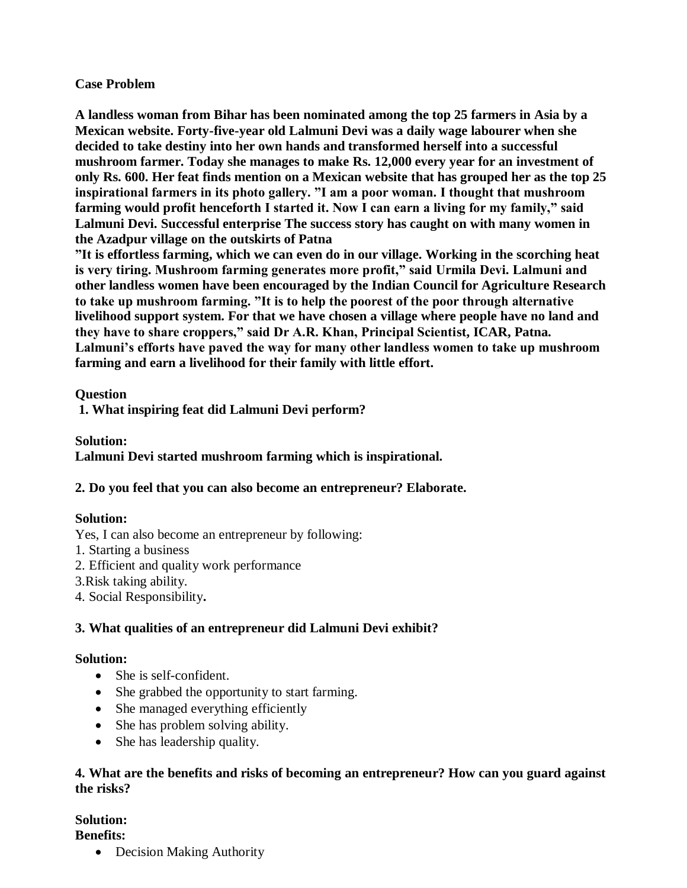**Case Problem**

**A landless woman from Bihar has been nominated among the top 25 farmers in Asia by a Mexican website. Forty-five-year old Lalmuni Devi was a daily wage labourer when she decided to take destiny into her own hands and transformed herself into a successful mushroom farmer. Today she manages to make Rs. 12,000 every year for an investment of only Rs. 600. Her feat finds mention on a Mexican website that has grouped her as the top 25 inspirational farmers in its photo gallery. "I am a poor woman. I thought that mushroom farming would profit henceforth I started it. Now I can earn a living for my family," said Lalmuni Devi. Successful enterprise The success story has caught on with many women in the Azadpur village on the outskirts of Patna**

**"It is effortless farming, which we can even do in our village. Working in the scorching heat is very tiring. Mushroom farming generates more profit," said Urmila Devi. Lalmuni and other landless women have been encouraged by the Indian Council for Agriculture Research to take up mushroom farming. "It is to help the poorest of the poor through alternative livelihood support system. For that we have chosen a village where people have no land and they have to share croppers," said Dr A.R. Khan, Principal Scientist, ICAR, Patna. Lalmuni's efforts have paved the way for many other landless women to take up mushroom farming and earn a livelihood for their family with little effort.**

**Question**

**1. What inspiring feat did Lalmuni Devi perform?**

**Solution:**

**Lalmuni Devi started mushroom farming which is inspirational.**

**2. Do you feel that you can also become an entrepreneur? Elaborate.**

**Solution:**

Yes, I can also become an entrepreneur by following:

1. Starting a business
2. Efficient and quality work performance
3. Risk taking ability.
4. Social Responsibility**.**

**3. What qualities of an entrepreneur did Lalmuni Devi exhibit?**

**Solution:**

- She is self-confident.
- She grabbed the opportunity to start farming.
- She managed everything efficiently
- She has problem solving ability.
- She has leadership quality.

**4. What are the benefits and risks of becoming an entrepreneur? How can you guard against the risks?**

**Solution:**

**Benefits:**

- Decision Making Authority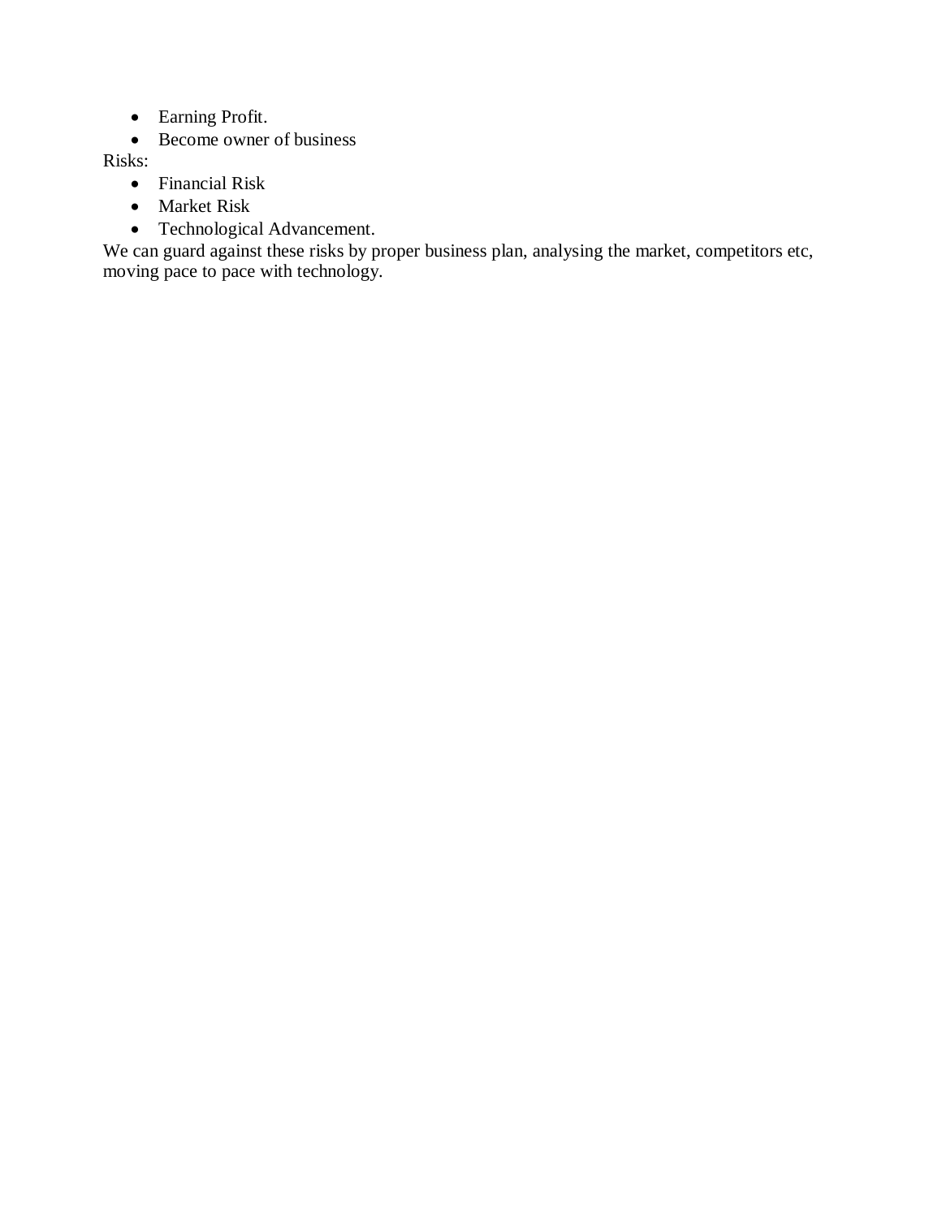- Earning Profit.
- Become owner of business

Risks:

- Financial Risk
- Market Risk
- Technological Advancement.

We can guard against these risks by proper business plan, analysing the market, competitors etc, moving pace to pace with technology.